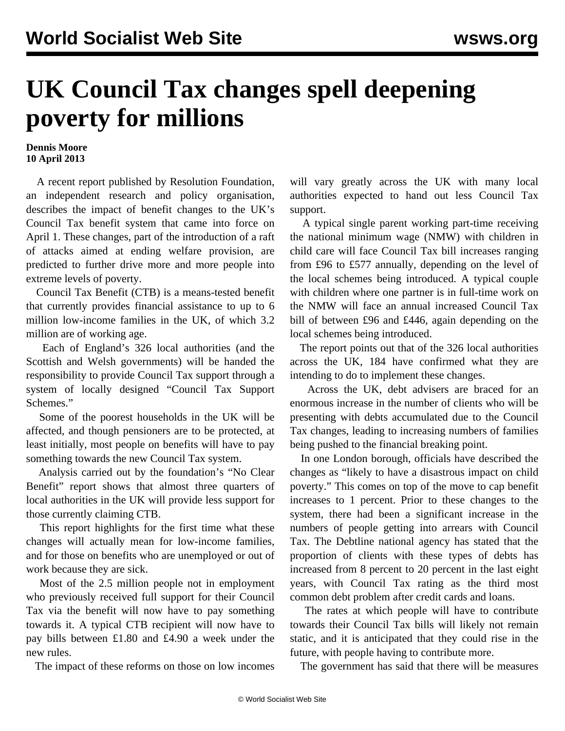# UK Council Tax changes spell deepening poverty for millions

**Dennis Moore**
**10 April 2013**

A recent report published by Resolution Foundation, an independent research and policy organisation, describes the impact of benefit changes to the UK's Council Tax benefit system that came into force on April 1. These changes, part of the introduction of a raft of attacks aimed at ending welfare provision, are predicted to further drive more and more people into extreme levels of poverty.

Council Tax Benefit (CTB) is a means-tested benefit that currently provides financial assistance to up to 6 million low-income families in the UK, of which 3.2 million are of working age.

Each of England's 326 local authorities (and the Scottish and Welsh governments) will be handed the responsibility to provide Council Tax support through a system of locally designed "Council Tax Support Schemes."

Some of the poorest households in the UK will be affected, and though pensioners are to be protected, at least initially, most people on benefits will have to pay something towards the new Council Tax system.

Analysis carried out by the foundation's "No Clear Benefit" report shows that almost three quarters of local authorities in the UK will provide less support for those currently claiming CTB.

This report highlights for the first time what these changes will actually mean for low-income families, and for those on benefits who are unemployed or out of work because they are sick.

Most of the 2.5 million people not in employment who previously received full support for their Council Tax via the benefit will now have to pay something towards it. A typical CTB recipient will now have to pay bills between £1.80 and £4.90 a week under the new rules.

The impact of these reforms on those on low incomes will vary greatly across the UK with many local authorities expected to hand out less Council Tax support.

A typical single parent working part-time receiving the national minimum wage (NMW) with children in child care will face Council Tax bill increases ranging from £96 to £577 annually, depending on the level of the local schemes being introduced. A typical couple with children where one partner is in full-time work on the NMW will face an annual increased Council Tax bill of between £96 and £446, again depending on the local schemes being introduced.

The report points out that of the 326 local authorities across the UK, 184 have confirmed what they are intending to do to implement these changes.

Across the UK, debt advisers are braced for an enormous increase in the number of clients who will be presenting with debts accumulated due to the Council Tax changes, leading to increasing numbers of families being pushed to the financial breaking point.

In one London borough, officials have described the changes as "likely to have a disastrous impact on child poverty." This comes on top of the move to cap benefit increases to 1 percent. Prior to these changes to the system, there had been a significant increase in the numbers of people getting into arrears with Council Tax. The Debtline national agency has stated that the proportion of clients with these types of debts has increased from 8 percent to 20 percent in the last eight years, with Council Tax rating as the third most common debt problem after credit cards and loans.

The rates at which people will have to contribute towards their Council Tax bills will likely not remain static, and it is anticipated that they could rise in the future, with people having to contribute more.

The government has said that there will be measures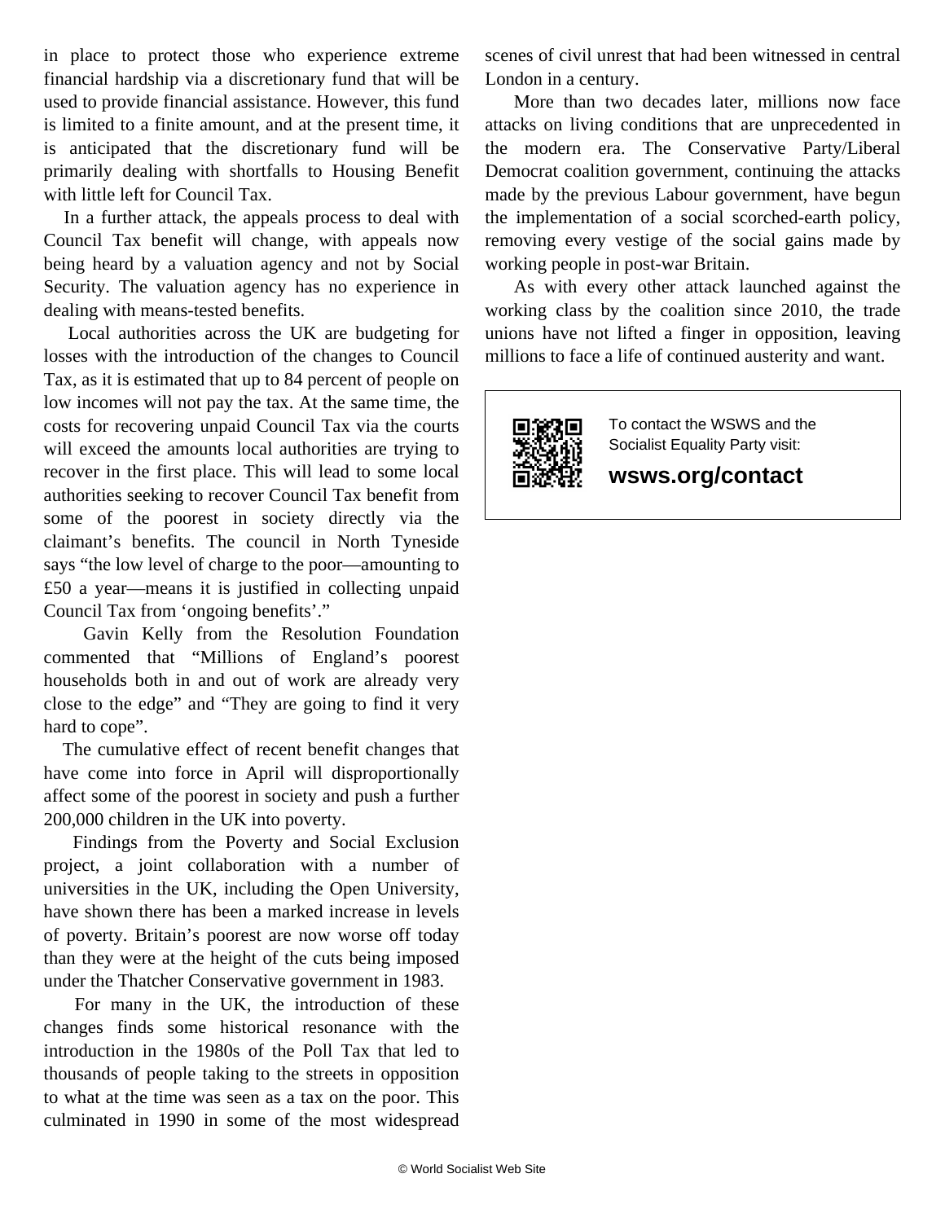in place to protect those who experience extreme financial hardship via a discretionary fund that will be used to provide financial assistance. However, this fund is limited to a finite amount, and at the present time, it is anticipated that the discretionary fund will be primarily dealing with shortfalls to Housing Benefit with little left for Council Tax.

In a further attack, the appeals process to deal with Council Tax benefit will change, with appeals now being heard by a valuation agency and not by Social Security. The valuation agency has no experience in dealing with means-tested benefits.

Local authorities across the UK are budgeting for losses with the introduction of the changes to Council Tax, as it is estimated that up to 84 percent of people on low incomes will not pay the tax. At the same time, the costs for recovering unpaid Council Tax via the courts will exceed the amounts local authorities are trying to recover in the first place. This will lead to some local authorities seeking to recover Council Tax benefit from some of the poorest in society directly via the claimant's benefits. The council in North Tyneside says "the low level of charge to the poor—amounting to £50 a year—means it is justified in collecting unpaid Council Tax from 'ongoing benefits'."

Gavin Kelly from the Resolution Foundation commented that "Millions of England's poorest households both in and out of work are already very close to the edge" and "They are going to find it very hard to cope".

The cumulative effect of recent benefit changes that have come into force in April will disproportionally affect some of the poorest in society and push a further 200,000 children in the UK into poverty.

Findings from the Poverty and Social Exclusion project, a joint collaboration with a number of universities in the UK, including the Open University, have shown there has been a marked increase in levels of poverty. Britain's poorest are now worse off today than they were at the height of the cuts being imposed under the Thatcher Conservative government in 1983.

For many in the UK, the introduction of these changes finds some historical resonance with the introduction in the 1980s of the Poll Tax that led to thousands of people taking to the streets in opposition to what at the time was seen as a tax on the poor. This culminated in 1990 in some of the most widespread scenes of civil unrest that had been witnessed in central London in a century.

More than two decades later, millions now face attacks on living conditions that are unprecedented in the modern era. The Conservative Party/Liberal Democrat coalition government, continuing the attacks made by the previous Labour government, have begun the implementation of a social scorched-earth policy, removing every vestige of the social gains made by working people in post-war Britain.

As with every other attack launched against the working class by the coalition since 2010, the trade unions have not lifted a finger in opposition, leaving millions to face a life of continued austerity and want.

To contact the WSWS and the Socialist Equality Party visit:

**wsws.org/contact**